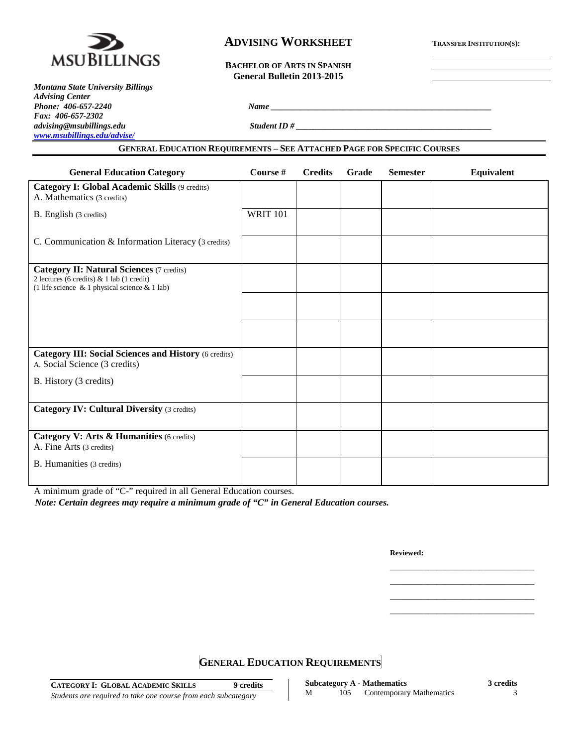MSU BILLINGS

# ADVISING WORKSHEET

**BACHELOR OF ARTS IN SPANISH**
**General Bulletin 2013-2015**

**TRANSFER INSTITUTION(S):**

_______________
_______________
_______________

***Montana State University Billings***
***Advising Center***
***Phone: 406-657-2240***
***Fax: 406-657-2302***
***advising@msubillings.edu***
***www.msubillings.edu/advise/***

***Name*** _______________________________________________

***Student ID #*** ___________________________________________

## GENERAL EDUCATION REQUIREMENTS – SEE ATTACHED PAGE FOR SPECIFIC COURSES

| General Education Category | Course # | Credits | Grade | Semester | Equivalent |
|---|---|---|---|---|---|
| **Category I: Global Academic Skills** (9 credits)<br>A. Mathematics (3 credits) | | | | | |
| B. English (3 credits) | WRIT 101 | | | | |
| C. Communication & Information Literacy (3 credits) | | | | | |
| **Category II: Natural Sciences** (7 credits)<br>2 lectures (6 credits) & 1 lab (1 credit)<br>(1 life science & 1 physical science & 1 lab) | | | | | |
| | | | | | |
| | | | | | |
| **Category III: Social Sciences and History** (6 credits)<br>A. Social Science (3 credits) | | | | | |
| B. History (3 credits) | | | | | |
| **Category IV: Cultural Diversity** (3 credits) | | | | | |
| **Category V: Arts & Humanities** (6 credits)<br>A. Fine Arts (3 credits) | | | | | |
| B. Humanities (3 credits) | | | | | |

A minimum grade of "C-" required in all General Education courses.

***Note: Certain degrees may require a minimum grade of "C" in General Education courses.***

**Reviewed:**

_______________________________
_______________________________
_______________________________
_______________________________

## GENERAL EDUCATION REQUIREMENTS

**CATEGORY I: GLOBAL ACADEMIC SKILLS** **9 credits**

*Students are required to take one course from each subcategory*

| **Subcategory A - Mathematics** | | | **3 credits** |
|---|---|---|---|
| M | 105 | Contemporary Mathematics | 3 |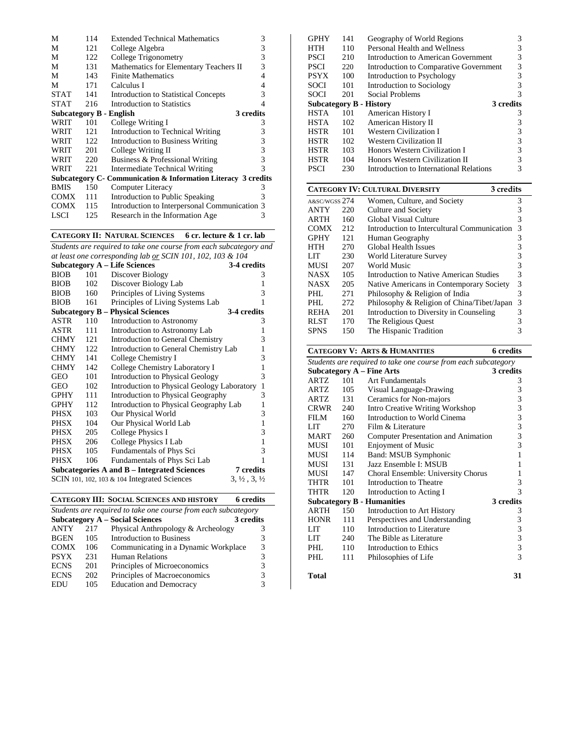| | | | |
|---|---|---|---|
| M | 114 | Extended Technical Mathematics | 3 |
| M | 121 | College Algebra | 3 |
| M | 122 | College Trigonometry | 3 |
| M | 131 | Mathematics for Elementary Teachers II | 3 |
| M | 143 | Finite Mathematics | 4 |
| M | 171 | Calculus I | 4 |
| STAT | 141 | Introduction to Statistical Concepts | 3 |
| STAT | 216 | Introduction to Statistics | 4 |

**Subcategory B - English** — 3 credits

| | | | |
|---|---|---|---|
| WRIT | 101 | College Writing I | 3 |
| WRIT | 121 | Introduction to Technical Writing | 3 |
| WRIT | 122 | Introduction to Business Writing | 3 |
| WRIT | 201 | College Writing II | 3 |
| WRIT | 220 | Business & Professional Writing | 3 |
| WRIT | 221 | Intermediate Technical Writing | 3 |

**Subcategory C- Communication & Information Literacy** — 3 credits

| | | | |
|---|---|---|---|
| BMIS | 150 | Computer Literacy | 3 |
| COMX | 111 | Introduction to Public Speaking | 3 |
| COMX | 115 | Introduction to Interpersonal Communication | 3 |
| LSCI | 125 | Research in the Information Age | 3 |

## CATEGORY II: NATURAL SCIENCES — 6 cr. lecture & 1 cr. lab

*Students are required to take one course from each subcategory and at least one corresponding lab or SCIN 101, 102, 103 & 104*

**Subcategory A – Life Sciences** — 3-4 credits

| | | | |
|---|---|---|---|
| BIOB | 101 | Discover Biology | 3 |
| BIOB | 102 | Discover Biology Lab | 1 |
| BIOB | 160 | Principles of Living Systems | 3 |
| BIOB | 161 | Principles of Living Systems Lab | 1 |

**Subcategory B – Physical Sciences** — 3-4 credits

| | | | |
|---|---|---|---|
| ASTR | 110 | Introduction to Astronomy | 3 |
| ASTR | 111 | Introduction to Astronomy Lab | 1 |
| CHMY | 121 | Introduction to General Chemistry | 3 |
| CHMY | 122 | Introduction to General Chemistry Lab | 1 |
| CHMY | 141 | College Chemistry I | 3 |
| CHMY | 142 | College Chemistry Laboratory I | 1 |
| GEO | 101 | Introduction to Physical Geology | 3 |
| GEO | 102 | Introduction to Physical Geology Laboratory | 1 |
| GPHY | 111 | Introduction to Physical Geography | 3 |
| GPHY | 112 | Introduction to Physical Geography Lab | 1 |
| PHSX | 103 | Our Physical World | 3 |
| PHSX | 104 | Our Physical World Lab | 1 |
| PHSX | 205 | College Physics I | 3 |
| PHSX | 206 | College Physics I Lab | 1 |
| PHSX | 105 | Fundamentals of Phys Sci | 3 |
| PHSX | 106 | Fundamentals of Phys Sci Lab | 1 |

**Subcategories A and B – Integrated Sciences** — 7 credits

SCIN 101, 102, 103 & 104 Integrated Sciences — 3, ½ , 3, ½

## CATEGORY III: SOCIAL SCIENCES AND HISTORY — 6 credits

*Students are required to take one course from each subcategory*

**Subcategory A – Social Sciences** — 3 credits

| | | | |
|---|---|---|---|
| ANTY | 217 | Physical Anthropology & Archeology | 3 |
| BGEN | 105 | Introduction to Business | 3 |
| COMX | 106 | Communicating in a Dynamic Workplace | 3 |
| PSYX | 231 | Human Relations | 3 |
| ECNS | 201 | Principles of Microeconomics | 3 |
| ECNS | 202 | Principles of Macroeconomics | 3 |
| EDU | 105 | Education and Democracy | 3 |
| GPHY | 141 | Geography of World Regions | 3 |
| HTH | 110 | Personal Health and Wellness | 3 |
| PSCI | 210 | Introduction to American Government | 3 |
| PSCI | 220 | Introduction to Comparative Government | 3 |
| PSYX | 100 | Introduction to Psychology | 3 |
| SOCI | 101 | Introduction to Sociology | 3 |
| SOCI | 201 | Social Problems | 3 |

**Subcategory B - History** — 3 credits

| | | | |
|---|---|---|---|
| HSTA | 101 | American History I | 3 |
| HSTA | 102 | American History II | 3 |
| HSTR | 101 | Western Civilization I | 3 |
| HSTR | 102 | Western Civilization II | 3 |
| HSTR | 103 | Honors Western Civilization I | 3 |
| HSTR | 104 | Honors Western Civilization II | 3 |
| PSCI | 230 | Introduction to International Relations | 3 |

## CATEGORY IV: CULTURAL DIVERSITY — 3 credits

| | | | |
|---|---|---|---|
| A&SC/WGSS | 274 | Women, Culture, and Society | 3 |
| ANTY | 220 | Culture and Society | 3 |
| ARTH | 160 | Global Visual Culture | 3 |
| COMX | 212 | Introduction to Intercultural Communication | 3 |
| GPHY | 121 | Human Geography | 3 |
| HTH | 270 | Global Health Issues | 3 |
| LIT | 230 | World Literature Survey | 3 |
| MUSI | 207 | World Music | 3 |
| NASX | 105 | Introduction to Native American Studies | 3 |
| NASX | 205 | Native Americans in Contemporary Society | 3 |
| PHL | 271 | Philosophy & Religion of India | 3 |
| PHL | 272 | Philosophy & Religion of China/Tibet/Japan | 3 |
| REHA | 201 | Introduction to Diversity in Counseling | 3 |
| RLST | 170 | The Religious Quest | 3 |
| SPNS | 150 | The Hispanic Tradition | 3 |

## CATEGORY V: ARTS & HUMANITIES — 6 credits

*Students are required to take one course from each subcategory*

**Subcategory A – Fine Arts** — 3 credits

| | | | |
|---|---|---|---|
| ARTZ | 101 | Art Fundamentals | 3 |
| ARTZ | 105 | Visual Language-Drawing | 3 |
| ARTZ | 131 | Ceramics for Non-majors | 3 |
| CRWR | 240 | Intro Creative Writing Workshop | 3 |
| FILM | 160 | Introduction to World Cinema | 3 |
| LIT | 270 | Film & Literature | 3 |
| MART | 260 | Computer Presentation and Animation | 3 |
| MUSI | 101 | Enjoyment of Music | 3 |
| MUSI | 114 | Band: MSUB Symphonic | 1 |
| MUSI | 131 | Jazz Ensemble I: MSUB | 1 |
| MUSI | 147 | Choral Ensemble: University Chorus | 1 |
| THTR | 101 | Introduction to Theatre | 3 |
| THTR | 120 | Introduction to Acting I | 3 |

**Subcategory B - Humanities** — 3 credits

| | | | |
|---|---|---|---|
| ARTH | 150 | Introduction to Art History | 3 |
| HONR | 111 | Perspectives and Understanding | 3 |
| LIT | 110 | Introduction to Literature | 3 |
| LIT | 240 | The Bible as Literature | 3 |
| PHL | 110 | Introduction to Ethics | 3 |
| PHL | 111 | Philosophies of Life | 3 |

**Total** — **31**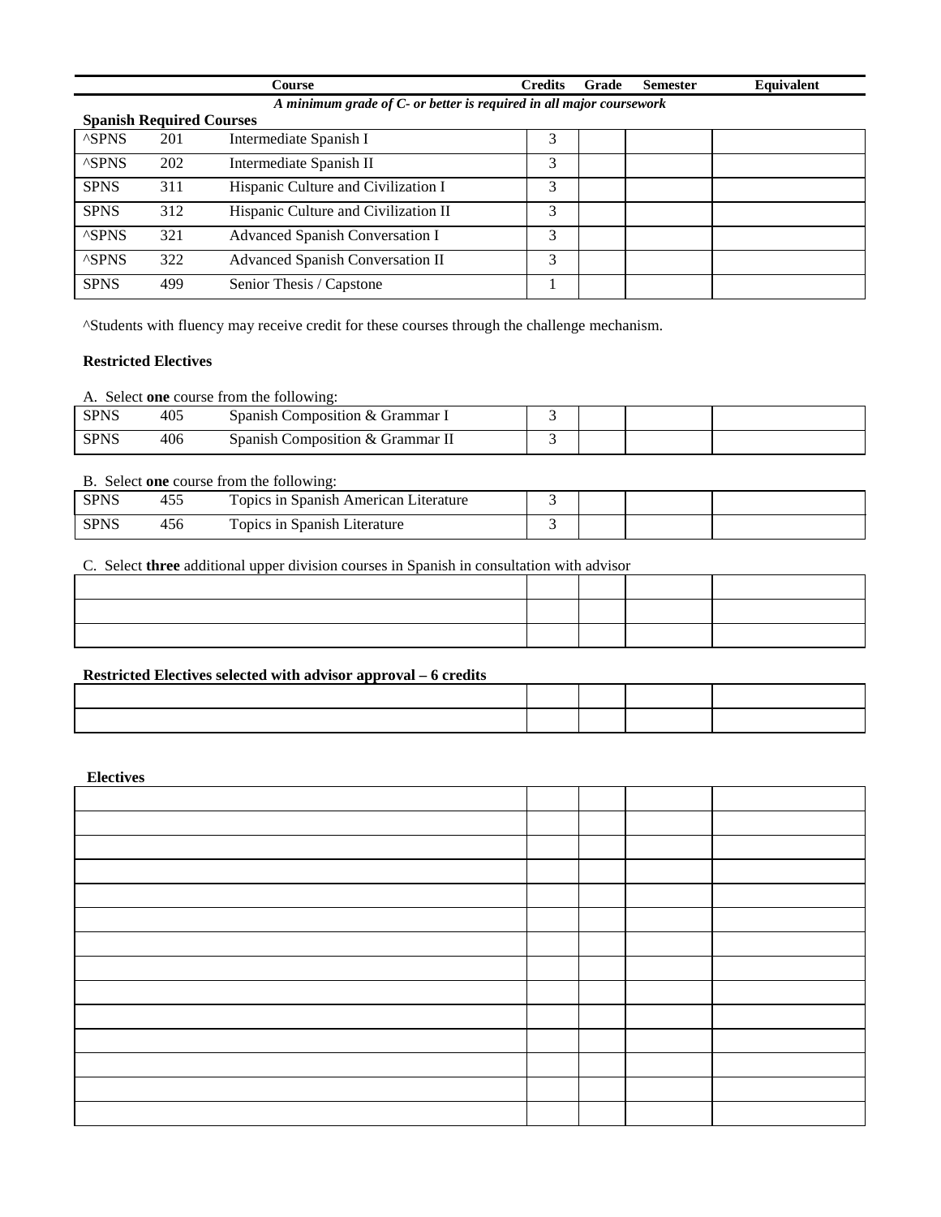| Course | | | Credits | Grade | Semester | Equivalent |
|---|---|---|---|---|---|---|

***A minimum grade of C- or better is required in all major coursework***

**Spanish Required Courses**

| | | | | | | |
|---|---|---|---|---|---|---|
| ^SPNS | 201 | Intermediate Spanish I | 3 | | | |
| ^SPNS | 202 | Intermediate Spanish II | 3 | | | |
| SPNS | 311 | Hispanic Culture and Civilization I | 3 | | | |
| SPNS | 312 | Hispanic Culture and Civilization II | 3 | | | |
| ^SPNS | 321 | Advanced Spanish Conversation I | 3 | | | |
| ^SPNS | 322 | Advanced Spanish Conversation II | 3 | | | |
| SPNS | 499 | Senior Thesis / Capstone | 1 | | | |

^Students with fluency may receive credit for these courses through the challenge mechanism.

**Restricted Electives**

A. Select **one** course from the following:

| | | | | | | |
|---|---|---|---|---|---|---|
| SPNS | 405 | Spanish Composition & Grammar I | 3 | | | |
| SPNS | 406 | Spanish Composition & Grammar II | 3 | | | |

B. Select **one** course from the following:

| | | | | | | |
|---|---|---|---|---|---|---|
| SPNS | 455 | Topics in Spanish American Literature | 3 | | | |
| SPNS | 456 | Topics in Spanish Literature | 3 | | | |

C. Select **three** additional upper division courses in Spanish in consultation with advisor

| | | | | |
|---|---|---|---|---|
| | | | | |
| | | | | |
| | | | | |

**Restricted Electives selected with advisor approval – 6 credits**

| | | | | |
|---|---|---|---|---|
| | | | | |
| | | | | |

**Electives**

| | | | | |
|---|---|---|---|---|
| | | | | |
| | | | | |
| | | | | |
| | | | | |
| | | | | |
| | | | | |
| | | | | |
| | | | | |
| | | | | |
| | | | | |
| | | | | |
| | | | | |
| | | | | |
| | | | | |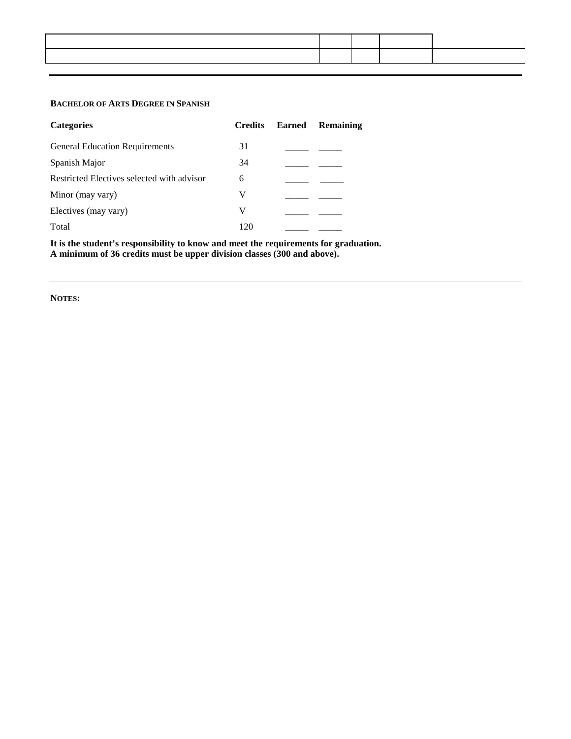| | | | | |
|---|---|---|---|---|
| | | | | |
| | | | | |

---

**BACHELOR OF ARTS DEGREE IN SPANISH**

| Categories | Credits | Earned | Remaining |
|---|---|---|---|
| General Education Requirements | 31 | _____ | _____ |
| Spanish Major | 34 | _____ | _____ |
| Restricted Electives selected with advisor | 6 | _____ | _____ |
| Minor (may vary) | V | _____ | _____ |
| Electives (may vary) | V | _____ | _____ |
| Total | 120 | _____ | _____ |

**It is the student's responsibility to know and meet the requirements for graduation.**
**A minimum of 36 credits must be upper division classes (300 and above).**

---

**NOTES:**